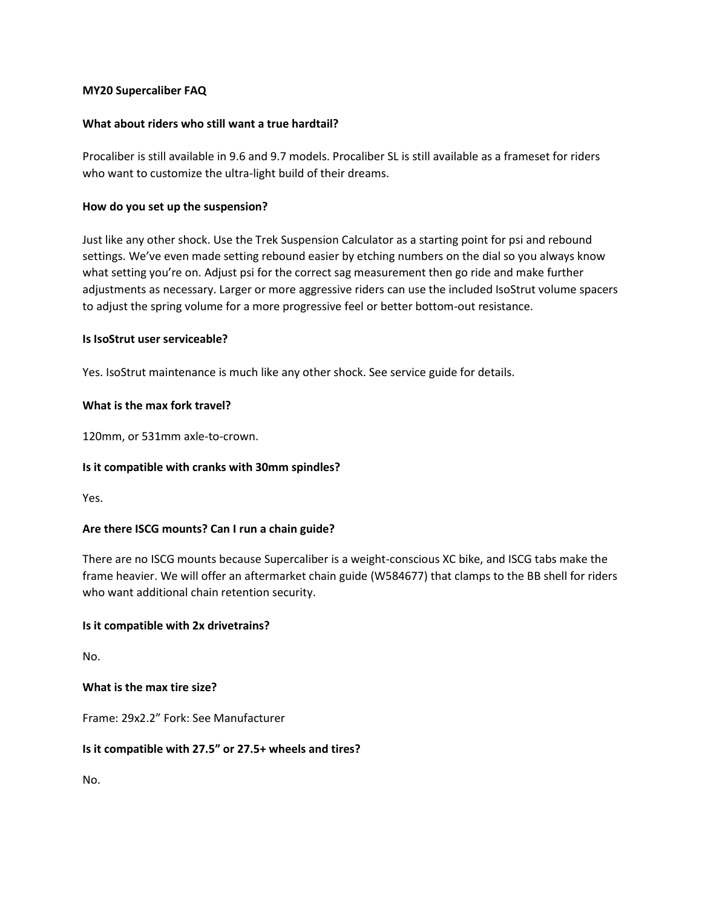# MY20 Supercaliber FAQ

**What about riders who still want a true hardtail?**

Procaliber is still available in 9.6 and 9.7 models. Procaliber SL is still available as a frameset for riders who want to customize the ultra-light build of their dreams.

**How do you set up the suspension?**

Just like any other shock. Use the Trek Suspension Calculator as a starting point for psi and rebound settings. We've even made setting rebound easier by etching numbers on the dial so you always know what setting you're on. Adjust psi for the correct sag measurement then go ride and make further adjustments as necessary. Larger or more aggressive riders can use the included IsoStrut volume spacers to adjust the spring volume for a more progressive feel or better bottom-out resistance.

**Is IsoStrut user serviceable?**

Yes. IsoStrut maintenance is much like any other shock. See service guide for details.

**What is the max fork travel?**

120mm, or 531mm axle-to-crown.

**Is it compatible with cranks with 30mm spindles?**

Yes.

**Are there ISCG mounts? Can I run a chain guide?**

There are no ISCG mounts because Supercaliber is a weight-conscious XC bike, and ISCG tabs make the frame heavier. We will offer an aftermarket chain guide (W584677) that clamps to the BB shell for riders who want additional chain retention security.

**Is it compatible with 2x drivetrains?**

No.

**What is the max tire size?**

Frame: 29x2.2" Fork: See Manufacturer

**Is it compatible with 27.5" or 27.5+ wheels and tires?**

No.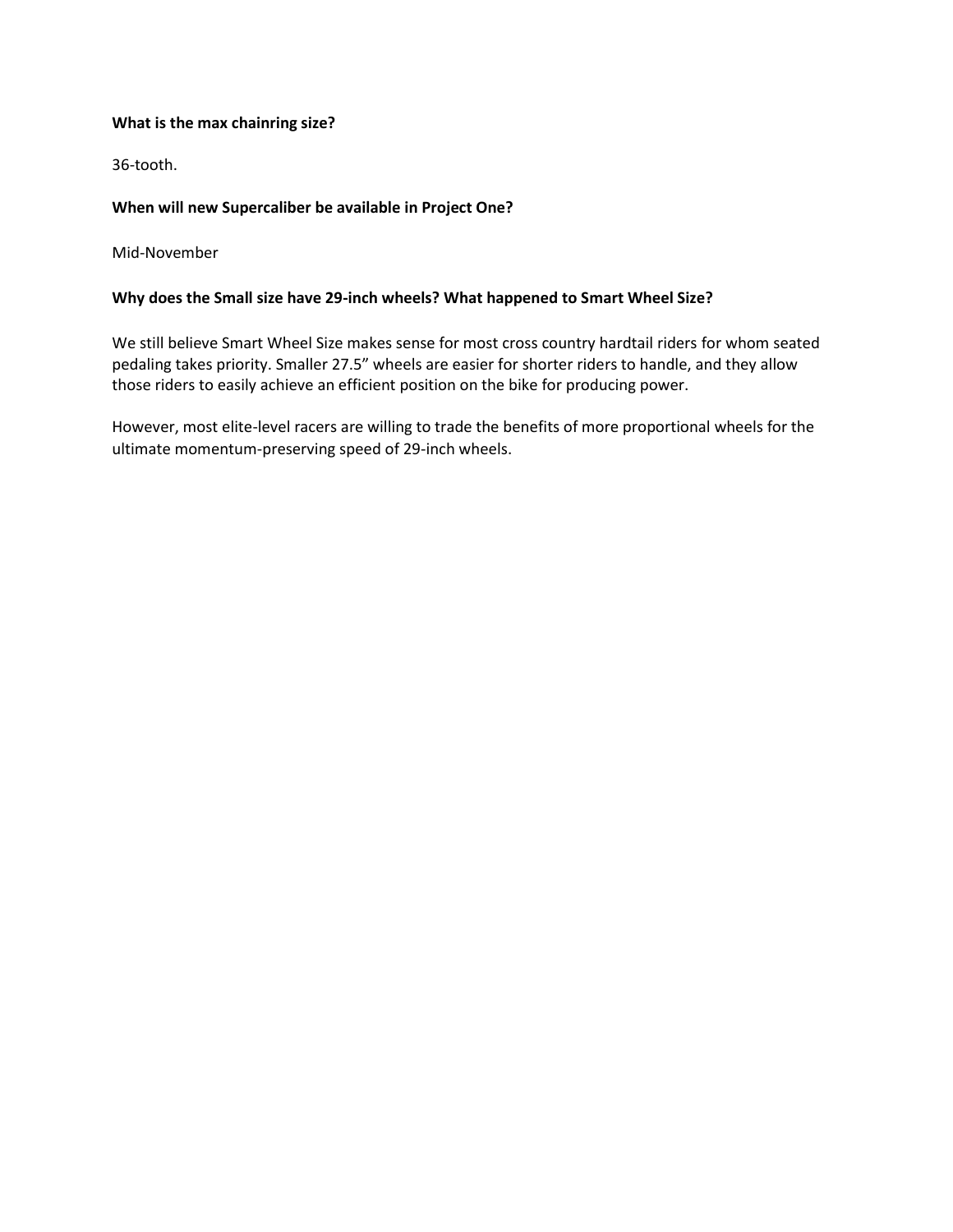**What is the max chainring size?**

36-tooth.

**When will new Supercaliber be available in Project One?**

Mid-November

**Why does the Small size have 29-inch wheels? What happened to Smart Wheel Size?**

We still believe Smart Wheel Size makes sense for most cross country hardtail riders for whom seated pedaling takes priority. Smaller 27.5” wheels are easier for shorter riders to handle, and they allow those riders to easily achieve an efficient position on the bike for producing power.

However, most elite-level racers are willing to trade the benefits of more proportional wheels for the ultimate momentum-preserving speed of 29-inch wheels.